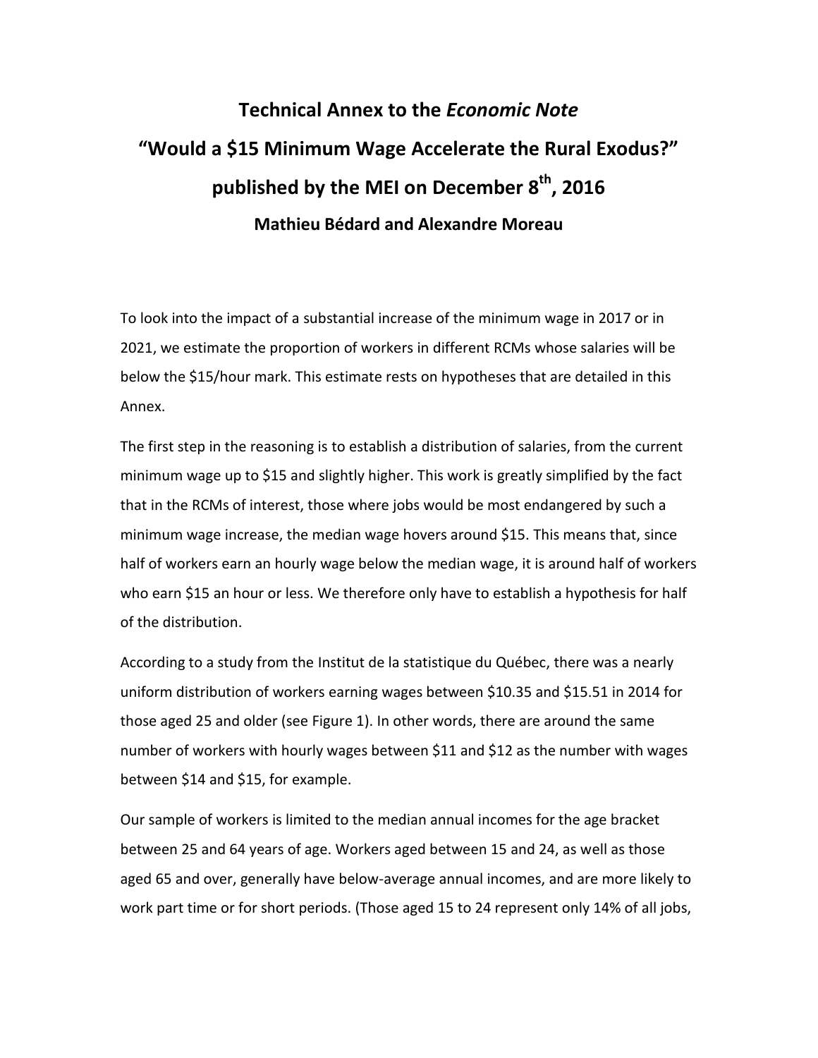# Technical Annex to the *Economic Note* "Would a $15 Minimum Wage Accelerate the Rural Exodus?" published by the MEI on December 8th, 2016

**Mathieu Bédard and Alexandre Moreau**

To look into the impact of a substantial increase of the minimum wage in 2017 or in 2021, we estimate the proportion of workers in different RCMs whose salaries will be below the $15/hour mark. This estimate rests on hypotheses that are detailed in this Annex.

The first step in the reasoning is to establish a distribution of salaries, from the current minimum wage up to $15 and slightly higher. This work is greatly simplified by the fact that in the RCMs of interest, those where jobs would be most endangered by such a minimum wage increase, the median wage hovers around $15. This means that, since half of workers earn an hourly wage below the median wage, it is around half of workers who earn $15 an hour or less. We therefore only have to establish a hypothesis for half of the distribution.

According to a study from the Institut de la statistique du Québec, there was a nearly uniform distribution of workers earning wages between $10.35 and $15.51 in 2014 for those aged 25 and older (see Figure 1). In other words, there are around the same number of workers with hourly wages between $11 and $12 as the number with wages between $14 and $15, for example.

Our sample of workers is limited to the median annual incomes for the age bracket between 25 and 64 years of age. Workers aged between 15 and 24, as well as those aged 65 and over, generally have below-average annual incomes, and are more likely to work part time or for short periods. (Those aged 15 to 24 represent only 14% of all jobs,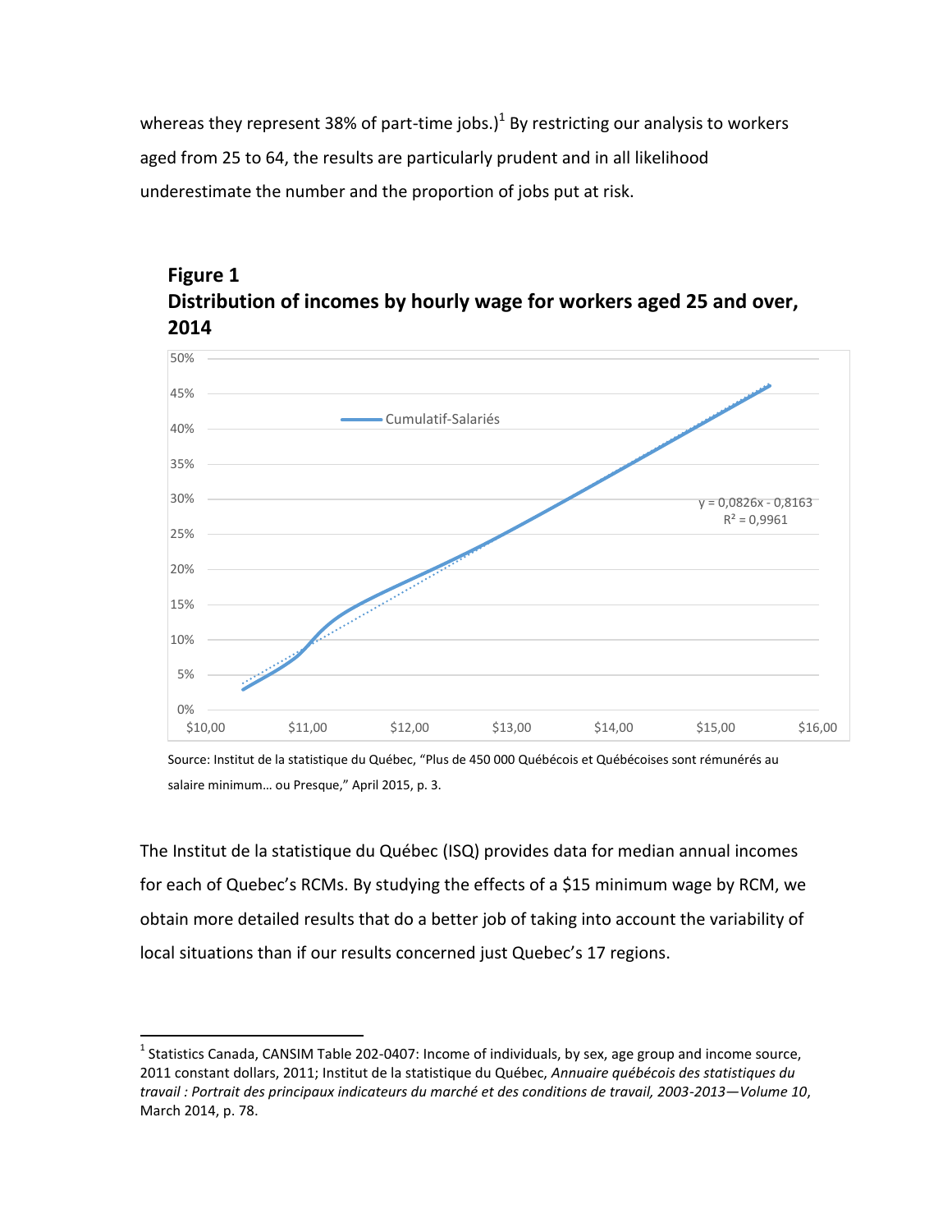whereas they represent 38% of part-time jobs.)[1] By restricting our analysis to workers aged from 25 to 64, the results are particularly prudent and in all likelihood underestimate the number and the proportion of jobs put at risk.

**Figure 1**
**Distribution of incomes by hourly wage for workers aged 25 and over, 2014**

Source: Institut de la statistique du Québec, "Plus de 450 000 Québécois et Québécoises sont rémunérés au salaire minimum… ou Presque," April 2015, p. 3.

The Institut de la statistique du Québec (ISQ) provides data for median annual incomes for each of Quebec's RCMs. By studying the effects of a $15 minimum wage by RCM, we obtain more detailed results that do a better job of taking into account the variability of local situations than if our results concerned just Quebec's 17 regions.

[1] Statistics Canada, CANSIM Table 202-0407: Income of individuals, by sex, age group and income source, 2011 constant dollars, 2011; Institut de la statistique du Québec, *Annuaire québécois des statistiques du travail : Portrait des principaux indicateurs du marché et des conditions de travail, 2003-2013—Volume 10*, March 2014, p. 78.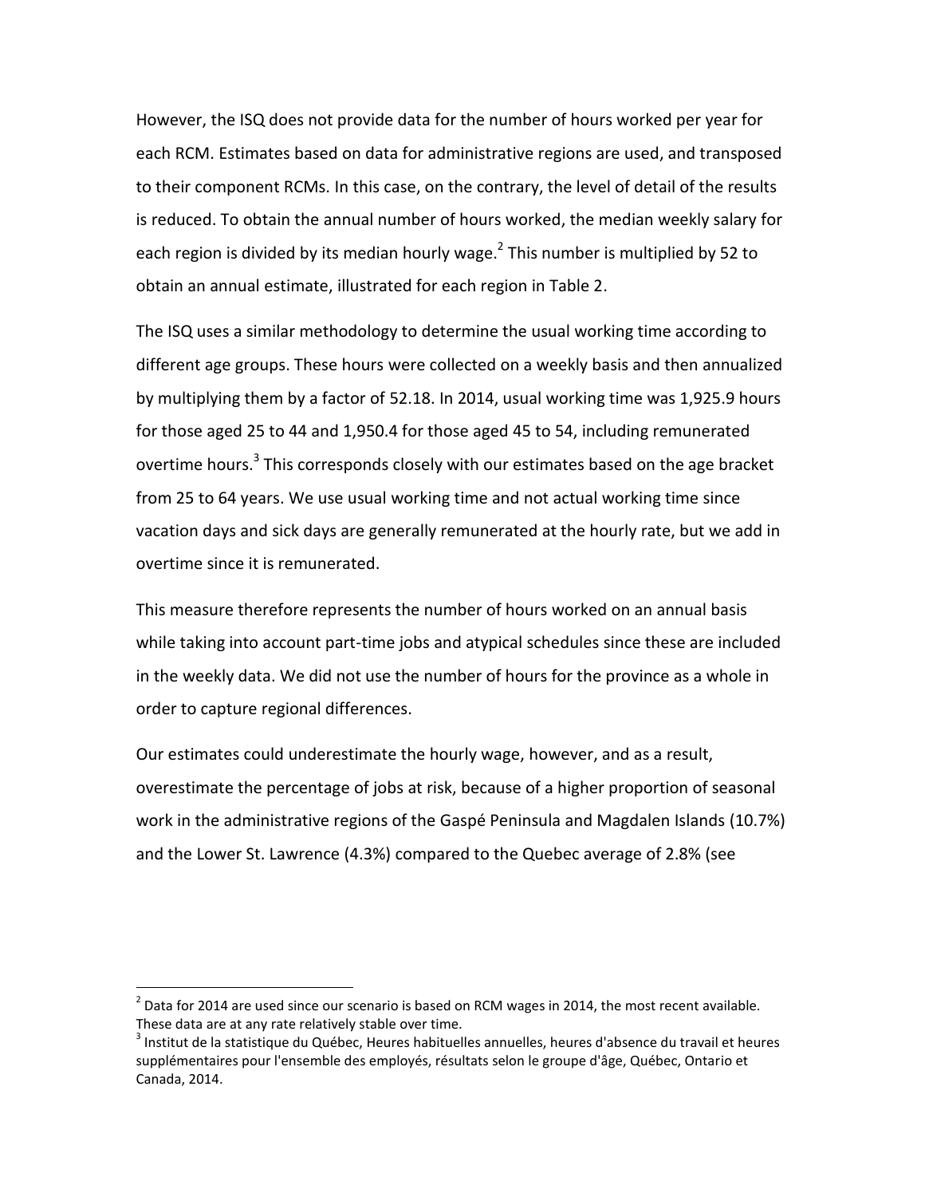However, the ISQ does not provide data for the number of hours worked per year for each RCM. Estimates based on data for administrative regions are used, and transposed to their component RCMs. In this case, on the contrary, the level of detail of the results is reduced. To obtain the annual number of hours worked, the median weekly salary for each region is divided by its median hourly wage.[2] This number is multiplied by 52 to obtain an annual estimate, illustrated for each region in Table 2.

The ISQ uses a similar methodology to determine the usual working time according to different age groups. These hours were collected on a weekly basis and then annualized by multiplying them by a factor of 52.18. In 2014, usual working time was 1,925.9 hours for those aged 25 to 44 and 1,950.4 for those aged 45 to 54, including remunerated overtime hours.[3] This corresponds closely with our estimates based on the age bracket from 25 to 64 years. We use usual working time and not actual working time since vacation days and sick days are generally remunerated at the hourly rate, but we add in overtime since it is remunerated.

This measure therefore represents the number of hours worked on an annual basis while taking into account part-time jobs and atypical schedules since these are included in the weekly data. We did not use the number of hours for the province as a whole in order to capture regional differences.

Our estimates could underestimate the hourly wage, however, and as a result, overestimate the percentage of jobs at risk, because of a higher proportion of seasonal work in the administrative regions of the Gaspé Peninsula and Magdalen Islands (10.7%) and the Lower St. Lawrence (4.3%) compared to the Quebec average of 2.8% (see

---

[2] Data for 2014 are used since our scenario is based on RCM wages in 2014, the most recent available. These data are at any rate relatively stable over time.

[3] Institut de la statistique du Québec, Heures habituelles annuelles, heures d'absence du travail et heures supplémentaires pour l'ensemble des employés, résultats selon le groupe d'âge, Québec, Ontario et Canada, 2014.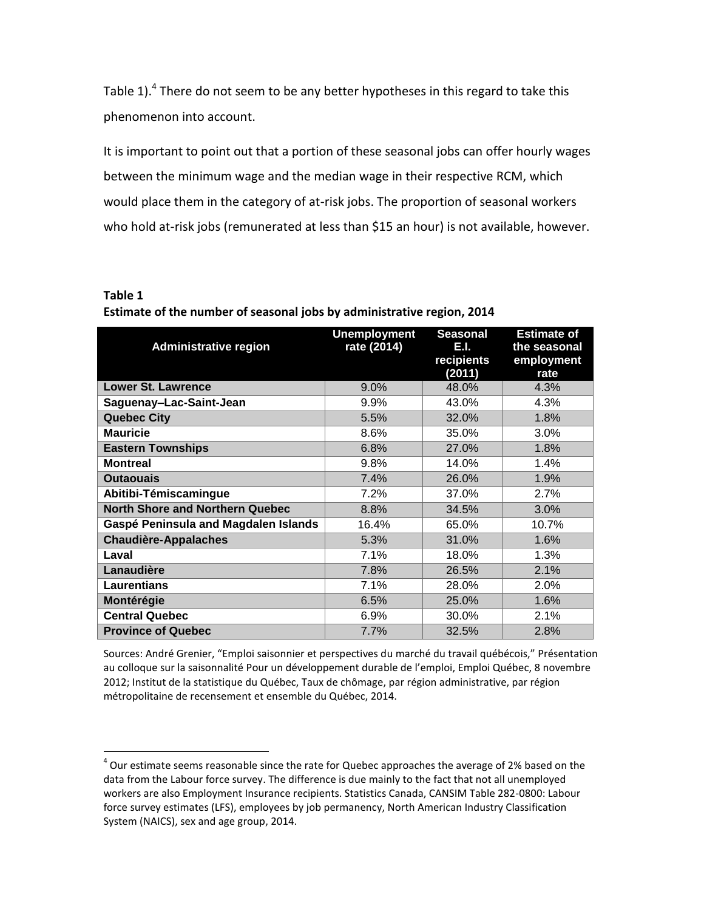Table 1).[4] There do not seem to be any better hypotheses in this regard to take this phenomenon into account.

It is important to point out that a portion of these seasonal jobs can offer hourly wages between the minimum wage and the median wage in their respective RCM, which would place them in the category of at-risk jobs. The proportion of seasonal workers who hold at-risk jobs (remunerated at less than $15 an hour) is not available, however.

**Table 1**
**Estimate of the number of seasonal jobs by administrative region, 2014**

| Administrative region | Unemployment rate (2014) | Seasonal E.I. recipients (2011) | Estimate of the seasonal employment rate |
|---|---|---|---|
| **Lower St. Lawrence** | 9.0% | 48.0% | 4.3% |
| **Saguenay–Lac-Saint-Jean** | 9.9% | 43.0% | 4.3% |
| **Quebec City** | 5.5% | 32.0% | 1.8% |
| **Mauricie** | 8.6% | 35.0% | 3.0% |
| **Eastern Townships** | 6.8% | 27.0% | 1.8% |
| **Montreal** | 9.8% | 14.0% | 1.4% |
| **Outaouais** | 7.4% | 26.0% | 1.9% |
| **Abitibi-Témiscamingue** | 7.2% | 37.0% | 2.7% |
| **North Shore and Northern Quebec** | 8.8% | 34.5% | 3.0% |
| **Gaspé Peninsula and Magdalen Islands** | 16.4% | 65.0% | 10.7% |
| **Chaudière-Appalaches** | 5.3% | 31.0% | 1.6% |
| **Laval** | 7.1% | 18.0% | 1.3% |
| **Lanaudière** | 7.8% | 26.5% | 2.1% |
| **Laurentians** | 7.1% | 28.0% | 2.0% |
| **Montérégie** | 6.5% | 25.0% | 1.6% |
| **Central Quebec** | 6.9% | 30.0% | 2.1% |
| **Province of Quebec** | 7.7% | 32.5% | 2.8% |

Sources: André Grenier, "Emploi saisonnier et perspectives du marché du travail québécois," Présentation au colloque sur la saisonnalité Pour un développement durable de l'emploi, Emploi Québec, 8 novembre 2012; Institut de la statistique du Québec, Taux de chômage, par région administrative, par région métropolitaine de recensement et ensemble du Québec, 2014.

[4] Our estimate seems reasonable since the rate for Quebec approaches the average of 2% based on the data from the Labour force survey. The difference is due mainly to the fact that not all unemployed workers are also Employment Insurance recipients. Statistics Canada, CANSIM Table 282-0800: Labour force survey estimates (LFS), employees by job permanency, North American Industry Classification System (NAICS), sex and age group, 2014.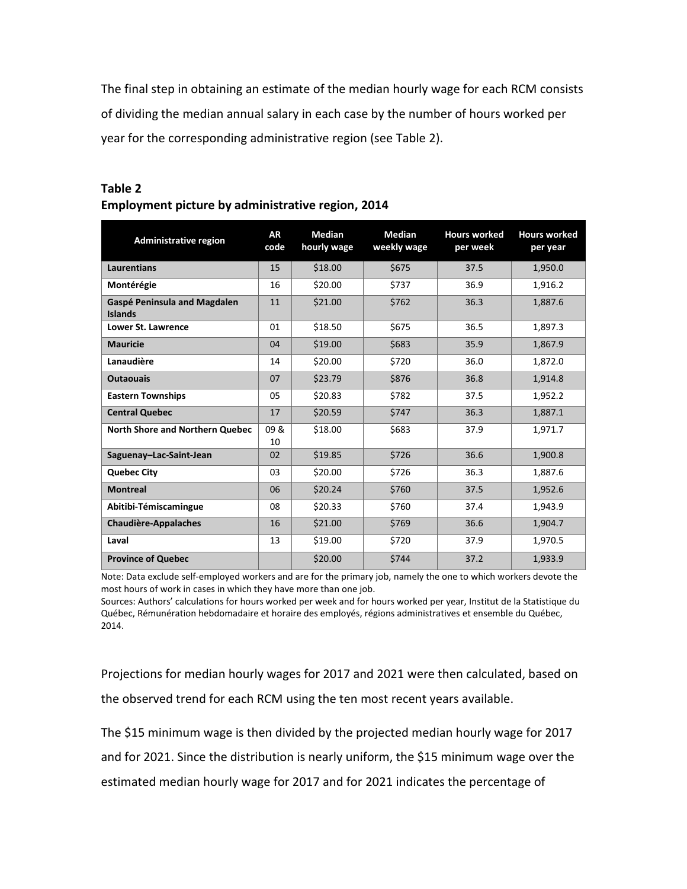The final step in obtaining an estimate of the median hourly wage for each RCM consists of dividing the median annual salary in each case by the number of hours worked per year for the corresponding administrative region (see Table 2).

**Table 2**
**Employment picture by administrative region, 2014**

| Administrative region | AR code | Median hourly wage | Median weekly wage | Hours worked per week | Hours worked per year |
|---|---|---|---|---|---|
| **Laurentians** | 15 | $18.00 | $675 | 37.5 | 1,950.0 |
| **Montérégie** | 16 | $20.00 | $737 | 36.9 | 1,916.2 |
| **Gaspé Peninsula and Magdalen Islands** | 11 | $21.00 | $762 | 36.3 | 1,887.6 |
| **Lower St. Lawrence** | 01 | $18.50 | $675 | 36.5 | 1,897.3 |
| **Mauricie** | 04 | $19.00 | $683 | 35.9 | 1,867.9 |
| **Lanaudière** | 14 | $20.00 | $720 | 36.0 | 1,872.0 |
| **Outaouais** | 07 | $23.79 | $876 | 36.8 | 1,914.8 |
| **Eastern Townships** | 05 | $20.83 | $782 | 37.5 | 1,952.2 |
| **Central Quebec** | 17 | $20.59 | $747 | 36.3 | 1,887.1 |
| **North Shore and Northern Quebec** | 09 & 10 | $18.00 | $683 | 37.9 | 1,971.7 |
| **Saguenay–Lac-Saint-Jean** | 02 | $19.85 | $726 | 36.6 | 1,900.8 |
| **Quebec City** | 03 | $20.00 | $726 | 36.3 | 1,887.6 |
| **Montreal** | 06 | $20.24 | $760 | 37.5 | 1,952.6 |
| **Abitibi-Témiscamingue** | 08 | $20.33 | $760 | 37.4 | 1,943.9 |
| **Chaudière-Appalaches** | 16 | $21.00 | $769 | 36.6 | 1,904.7 |
| **Laval** | 13 | $19.00 | $720 | 37.9 | 1,970.5 |
| **Province of Quebec** | | $20.00 | $744 | 37.2 | 1,933.9 |

Note: Data exclude self-employed workers and are for the primary job, namely the one to which workers devote the most hours of work in cases in which they have more than one job.

Sources: Authors' calculations for hours worked per week and for hours worked per year, Institut de la Statistique du Québec, Rémunération hebdomadaire et horaire des employés, régions administratives et ensemble du Québec, 2014.

Projections for median hourly wages for 2017 and 2021 were then calculated, based on the observed trend for each RCM using the ten most recent years available.

The $15 minimum wage is then divided by the projected median hourly wage for 2017 and for 2021. Since the distribution is nearly uniform, the $15 minimum wage over the estimated median hourly wage for 2017 and for 2021 indicates the percentage of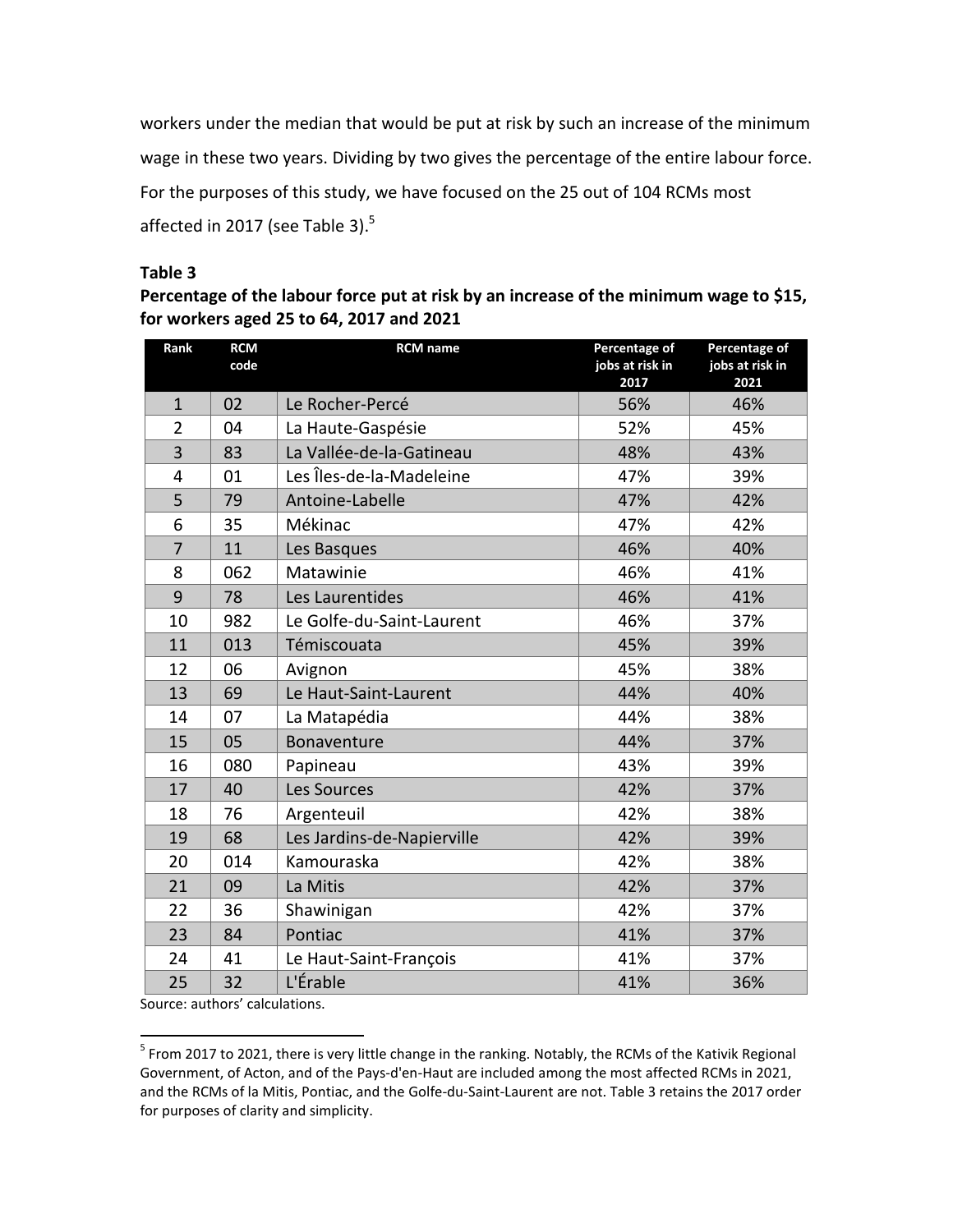workers under the median that would be put at risk by such an increase of the minimum wage in these two years. Dividing by two gives the percentage of the entire labour force. For the purposes of this study, we have focused on the 25 out of 104 RCMs most affected in 2017 (see Table 3).[5]

**Table 3**

**Percentage of the labour force put at risk by an increase of the minimum wage to $15, for workers aged 25 to 64, 2017 and 2021**

| Rank | RCM code | RCM name | Percentage of jobs at risk in 2017 | Percentage of jobs at risk in 2021 |
|---|---|---|---|---|
| 1 | 02 | Le Rocher-Percé | 56% | 46% |
| 2 | 04 | La Haute-Gaspésie | 52% | 45% |
| 3 | 83 | La Vallée-de-la-Gatineau | 48% | 43% |
| 4 | 01 | Les Îles-de-la-Madeleine | 47% | 39% |
| 5 | 79 | Antoine-Labelle | 47% | 42% |
| 6 | 35 | Mékinac | 47% | 42% |
| 7 | 11 | Les Basques | 46% | 40% |
| 8 | 062 | Matawinie | 46% | 41% |
| 9 | 78 | Les Laurentides | 46% | 41% |
| 10 | 982 | Le Golfe-du-Saint-Laurent | 46% | 37% |
| 11 | 013 | Témiscouata | 45% | 39% |
| 12 | 06 | Avignon | 45% | 38% |
| 13 | 69 | Le Haut-Saint-Laurent | 44% | 40% |
| 14 | 07 | La Matapédia | 44% | 38% |
| 15 | 05 | Bonaventure | 44% | 37% |
| 16 | 080 | Papineau | 43% | 39% |
| 17 | 40 | Les Sources | 42% | 37% |
| 18 | 76 | Argenteuil | 42% | 38% |
| 19 | 68 | Les Jardins-de-Napierville | 42% | 39% |
| 20 | 014 | Kamouraska | 42% | 38% |
| 21 | 09 | La Mitis | 42% | 37% |
| 22 | 36 | Shawinigan | 42% | 37% |
| 23 | 84 | Pontiac | 41% | 37% |
| 24 | 41 | Le Haut-Saint-François | 41% | 37% |
| 25 | 32 | L'Érable | 41% | 36% |

Source: authors' calculations.

[5] From 2017 to 2021, there is very little change in the ranking. Notably, the RCMs of the Kativik Regional Government, of Acton, and of the Pays-d'en-Haut are included among the most affected RCMs in 2021, and the RCMs of la Mitis, Pontiac, and the Golfe-du-Saint-Laurent are not. Table 3 retains the 2017 order for purposes of clarity and simplicity.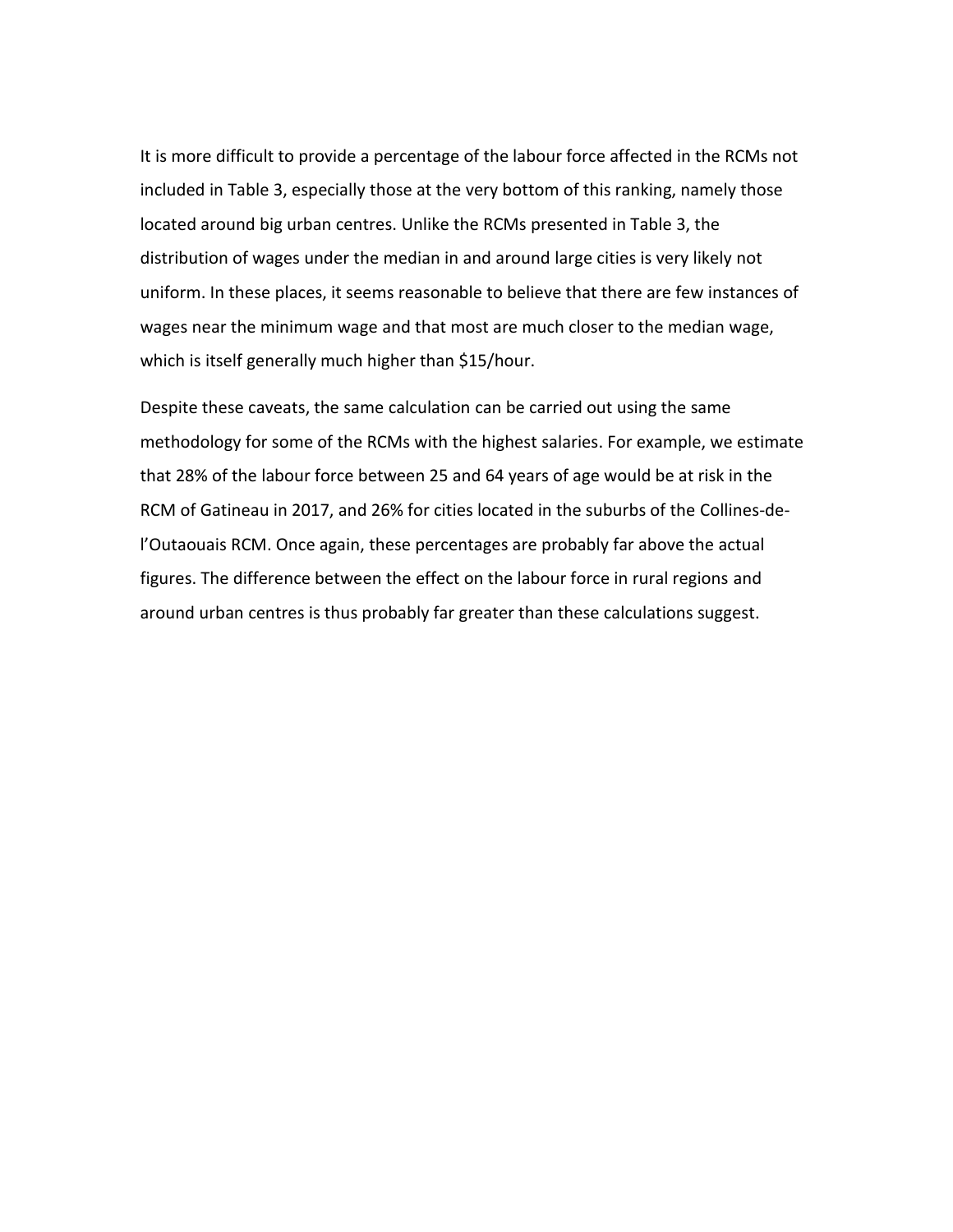It is more difficult to provide a percentage of the labour force affected in the RCMs not included in Table 3, especially those at the very bottom of this ranking, namely those located around big urban centres. Unlike the RCMs presented in Table 3, the distribution of wages under the median in and around large cities is very likely not uniform. In these places, it seems reasonable to believe that there are few instances of wages near the minimum wage and that most are much closer to the median wage, which is itself generally much higher than $15/hour.

Despite these caveats, the same calculation can be carried out using the same methodology for some of the RCMs with the highest salaries. For example, we estimate that 28% of the labour force between 25 and 64 years of age would be at risk in the RCM of Gatineau in 2017, and 26% for cities located in the suburbs of the Collines-de-l'Outaouais RCM. Once again, these percentages are probably far above the actual figures. The difference between the effect on the labour force in rural regions and around urban centres is thus probably far greater than these calculations suggest.